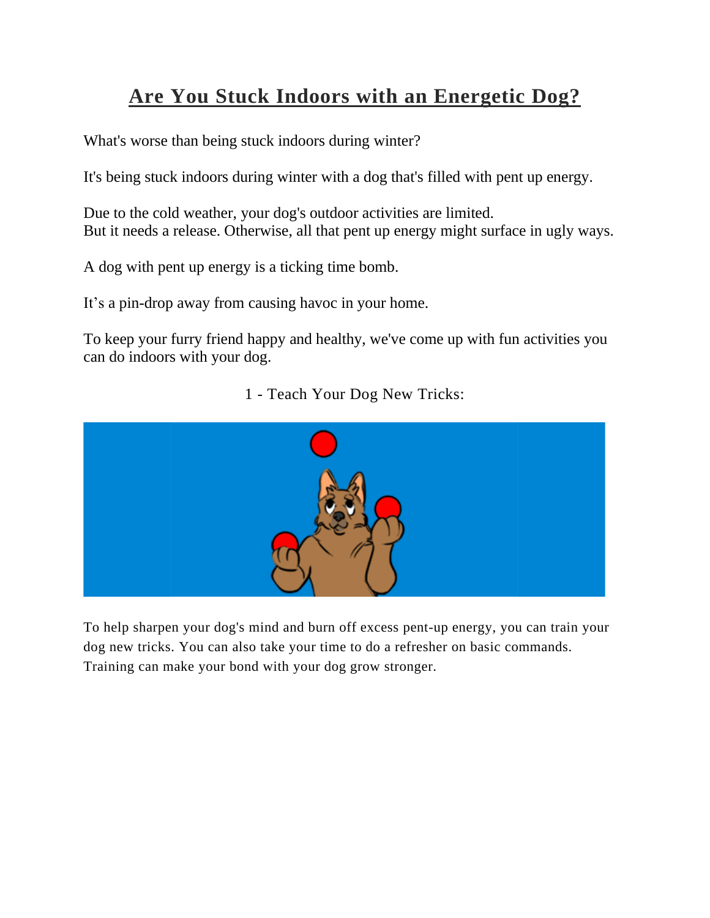# Are You Stuck Indoors with an Energetic Dog?

What's worse than being stuck indoors during winter?

It's being stuck indoors during winter with a dog that's filled with pent up energy.

Due to the cold weather, your dog's outdoor activities are limited.
But it needs a release. Otherwise, all that pent up energy might surface in ugly ways.

A dog with pent up energy is a ticking time bomb.

It's a pin-drop away from causing havoc in your home.

To keep your furry friend happy and healthy, we've come up with fun activities you can do indoors with your dog.

## 1 - Teach Your Dog New Tricks:

To help sharpen your dog's mind and burn off excess pent-up energy, you can train your dog new tricks. You can also take your time to do a refresher on basic commands. Training can make your bond with your dog grow stronger.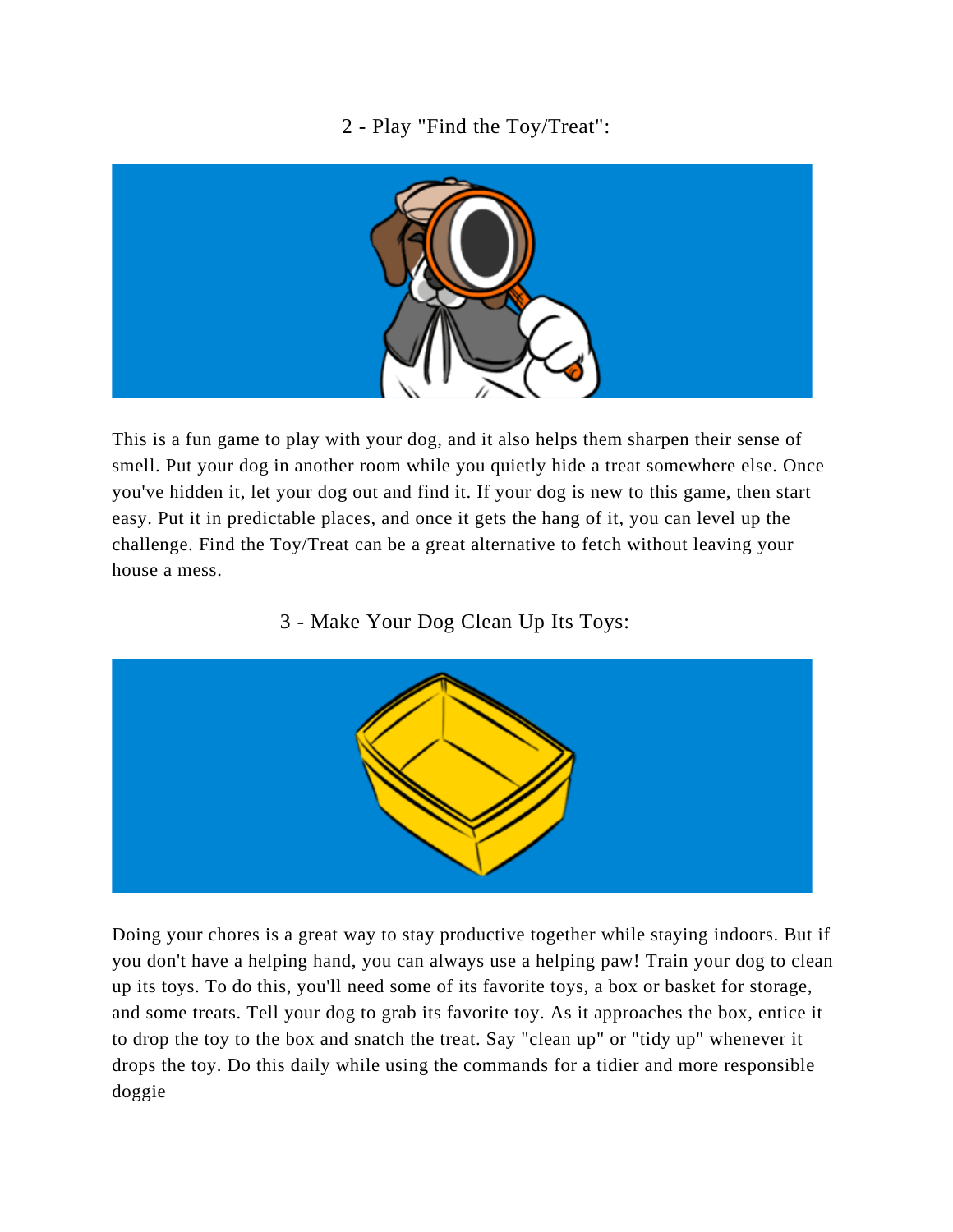## 2 - Play "Find the Toy/Treat":

This is a fun game to play with your dog, and it also helps them sharpen their sense of smell. Put your dog in another room while you quietly hide a treat somewhere else. Once you've hidden it, let your dog out and find it. If your dog is new to this game, then start easy. Put it in predictable places, and once it gets the hang of it, you can level up the challenge. Find the Toy/Treat can be a great alternative to fetch without leaving your house a mess.

## 3 - Make Your Dog Clean Up Its Toys:

Doing your chores is a great way to stay productive together while staying indoors. But if you don't have a helping hand, you can always use a helping paw! Train your dog to clean up its toys. To do this, you'll need some of its favorite toys, a box or basket for storage, and some treats. Tell your dog to grab its favorite toy. As it approaches the box, entice it to drop the toy to the box and snatch the treat. Say "clean up" or "tidy up" whenever it drops the toy. Do this daily while using the commands for a tidier and more responsible doggie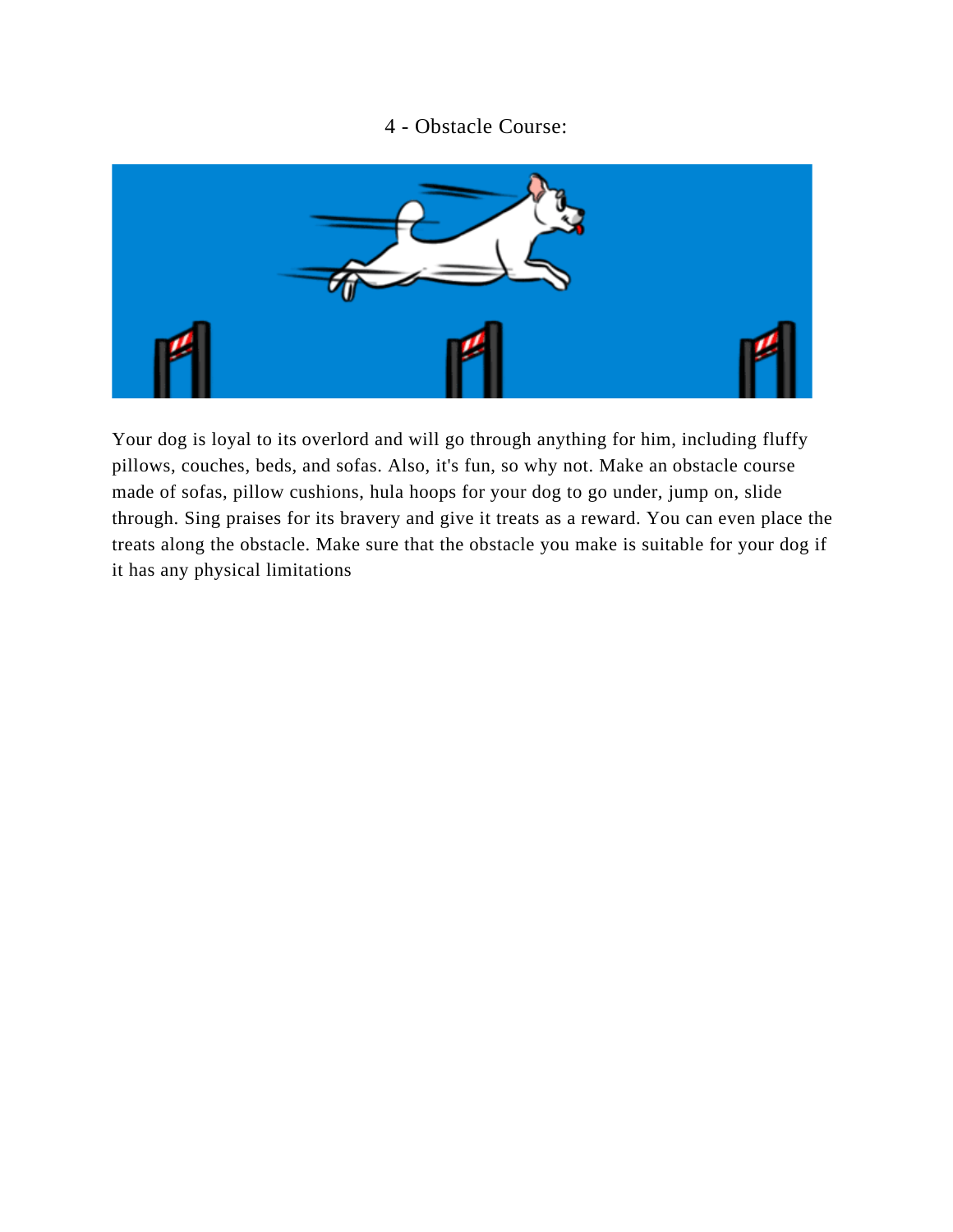4 - Obstacle Course:

Your dog is loyal to its overlord and will go through anything for him, including fluffy pillows, couches, beds, and sofas. Also, it's fun, so why not. Make an obstacle course made of sofas, pillow cushions, hula hoops for your dog to go under, jump on, slide through. Sing praises for its bravery and give it treats as a reward. You can even place the treats along the obstacle. Make sure that the obstacle you make is suitable for your dog if it has any physical limitations